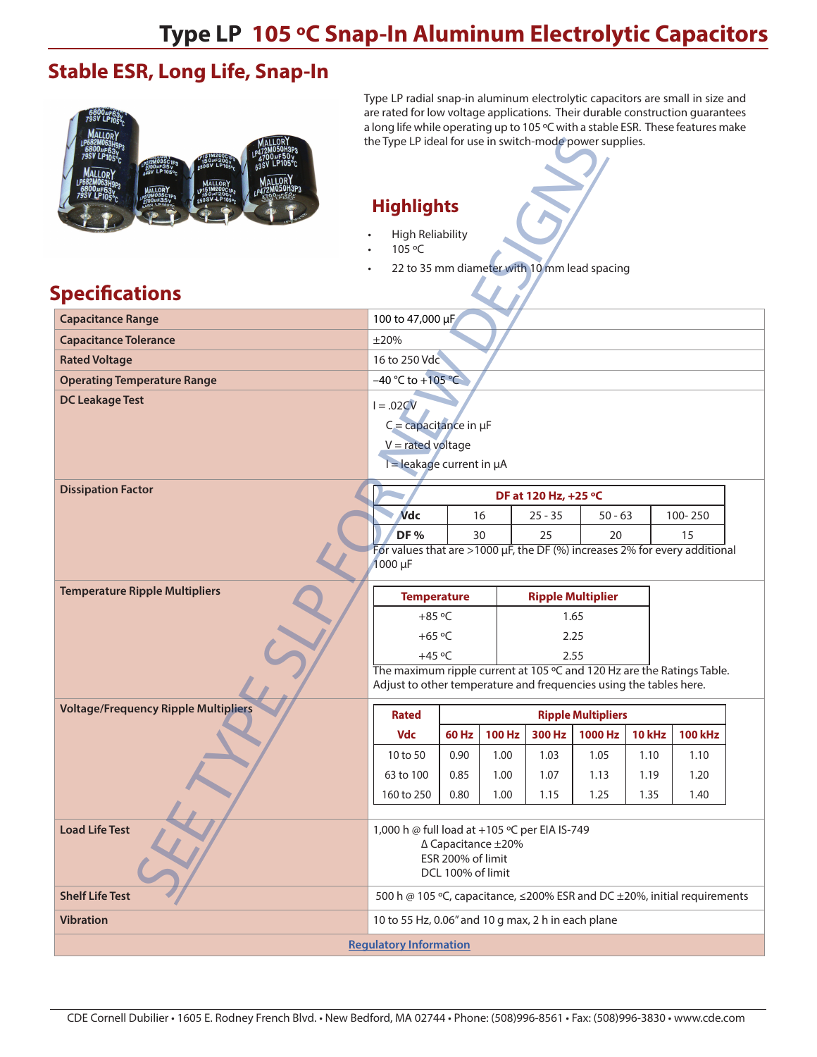# Type LP 105 ºC Snap-In Aluminum Electrolytic Capacitors

## Stable ESR, Long Life, Snap-In

Type LP radial snap-in aluminum electrolytic capacitors are small in size and are rated for low voltage applications. Their durable construction guarantees a long life while operating up to 105 ºC with a stable ESR. These features make the Type LP ideal for use in switch-mode power supplies.

### Highlights

- High Reliability
- 105 ºC
- 22 to 35 mm diameter with 10 mm lead spacing

SEE TYPE SLP FOR NEW DESIGNS

## Specifications

| | |
|---|---|
| **Capacitance Range** | 100 to 47,000 µF |
| **Capacitance Tolerance** | ±20% |
| **Rated Voltage** | 16 to 250 Vdc |
| **Operating Temperature Range** | –40 °C to +105 °C |
| **DC Leakage Test** | I = .02CV<br>C = capacitance in µF<br>V = rated voltage<br>I = leakage current in µA |
| **Dissipation Factor** | See DF table below |
| **Temperature Ripple Multipliers** | See temperature ripple multiplier table below |
| **Voltage/Frequency Ripple Multipliers** | See voltage/frequency ripple multiplier table below |
| **Load Life Test** | 1,000 h @ full load at +105 ºC per EIA IS-749<br>Δ Capacitance ±20%<br>ESR 200% of limit<br>DCL 100% of limit |
| **Shelf Life Test** | 500 h @ 105 ºC, capacitance, ≤200% ESR and DC ±20%, initial requirements |
| **Vibration** | 10 to 55 Hz, 0.06" and 10 g max, 2 h in each plane |

**Dissipation Factor**

| DF at 120 Hz, +25 ºC | | | | |
|---|---|---|---|---|
| **Vdc** | 16 | 25 - 35 | 50 - 63 | 100- 250 |
| **DF %** | 30 | 25 | 20 | 15 |

For values that are >1000 µF, the DF (%) increases 2% for every additional 1000 µF

**Temperature Ripple Multipliers**

| Temperature | Ripple Multiplier |
|---|---|
| +85 ºC | 1.65 |
| +65 ºC | 2.25 |
| +45 ºC | 2.55 |

The maximum ripple current at 105 ºC and 120 Hz are the Ratings Table. Adjust to other temperature and frequencies using the tables here.

**Voltage/Frequency Ripple Multipliers**

| Rated | Ripple Multipliers | | | | | |
|---|---|---|---|---|---|---|
| Vdc | 60 Hz | 100 Hz | 300 Hz | 1000 Hz | 10 kHz | 100 kHz |
| 10 to 50 | 0.90 | 1.00 | 1.03 | 1.05 | 1.10 | 1.10 |
| 63 to 100 | 0.85 | 1.00 | 1.07 | 1.13 | 1.19 | 1.20 |
| 160 to 250 | 0.80 | 1.00 | 1.15 | 1.25 | 1.35 | 1.40 |

Regulatory Information

CDE Cornell Dubilier • 1605 E. Rodney French Blvd. • New Bedford, MA 02744 • Phone: (508)996-8561 • Fax: (508)996-3830 • www.cde.com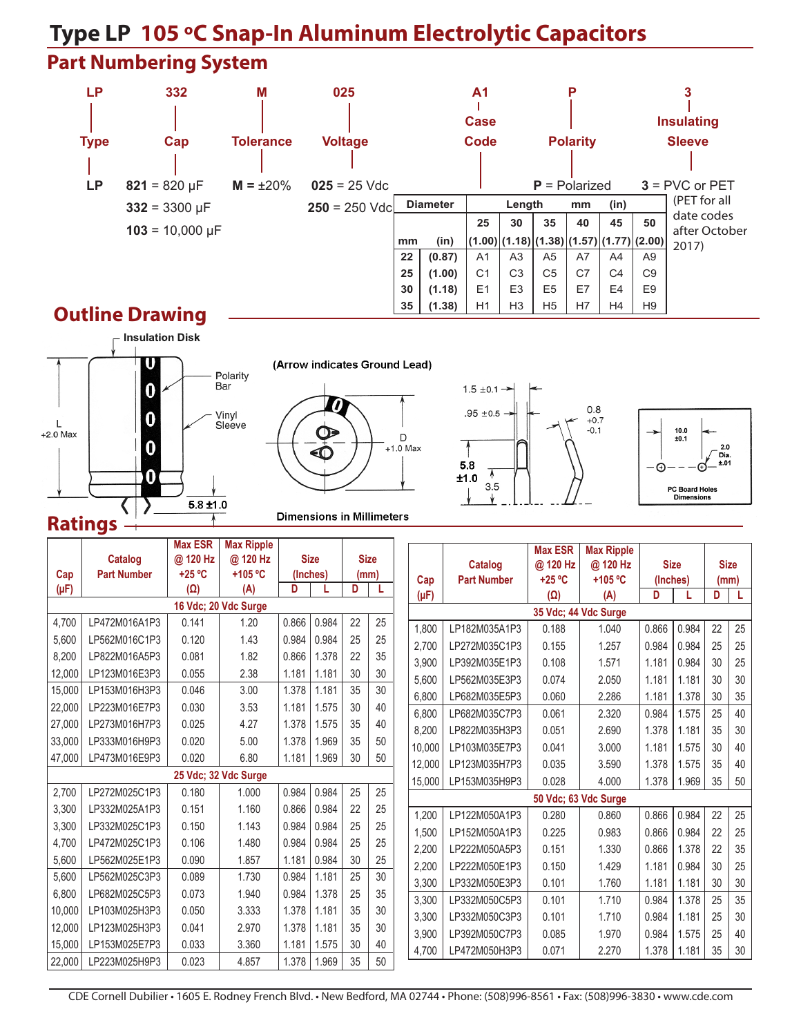# Type LP 105 ºC Snap-In Aluminum Electrolytic Capacitors

## Part Numbering System

| LP | 332 | M | 025 | A1 | P | 3 |
|---|---|---|---|---|---|---|
| Type | Cap | Tolerance | Voltage | Case Code | Polarity | Insulating Sleeve |
| **LP** | **821** = 820 µF | **M** = ±20% | **025** = 25 Vdc | | **P** = Polarized | **3** = PVC or PET (PET for all date codes after October 2017) |
| | **332** = 3300 µF | | **250** = 250 Vdc | | | |
| | **103** = 10,000 µF | | | | | |

| Diameter | | Length mm (in) | | | | | |
|---|---|---|---|---|---|---|---|
| | | 25 | 30 | 35 | 40 | 45 | 50 |
| mm | (in) | (1.00) | (1.18) | (1.38) | (1.57) | (1.77) | (2.00) |
| 22 | (0.87) | A1 | A3 | A5 | A7 | A4 | A9 |
| 25 | (1.00) | C1 | C3 | C5 | C7 | C4 | C9 |
| 30 | (1.18) | E1 | E3 | E5 | E7 | E4 | E9 |
| 35 | (1.38) | H1 | H3 | H5 | H7 | H4 | H9 |

## Outline Drawing

Insulation Disk

Polarity Bar

Vinyl Sleeve

L +2.0 Max

5.8 ±1.0

(Arrow indicates Ground Lead)

D +1.0 Max

1.5 ±0.1

.95 ±0.5

0.8 +0.7 -0.1

5.8 ±1.0

3.5

10.0 ±0.1

2.0 Dia. ±.01

PC Board Holes Dimensions

Dimensions in Millimeters

## Ratings

| Cap (µF) | Catalog Part Number | Max ESR @ 120 Hz +25 ºC (Ω) | Max Ripple @ 120 Hz +105 ºC (A) | Size (Inches) D | Size (Inches) L | Size (mm) D | Size (mm) L |
|---|---|---|---|---|---|---|---|
| **16 Vdc; 20 Vdc Surge** | | | | | | | |
| 4,700 | LP472M016A1P3 | 0.141 | 1.20 | 0.866 | 0.984 | 22 | 25 |
| 5,600 | LP562M016C1P3 | 0.120 | 1.43 | 0.984 | 0.984 | 25 | 25 |
| 8,200 | LP822M016A5P3 | 0.081 | 1.82 | 0.866 | 1.378 | 22 | 35 |
| 12,000 | LP123M016E3P3 | 0.055 | 2.38 | 1.181 | 1.181 | 30 | 30 |
| 15,000 | LP153M016H3P3 | 0.046 | 3.00 | 1.378 | 1.181 | 35 | 30 |
| 22,000 | LP223M016E7P3 | 0.030 | 3.53 | 1.181 | 1.575 | 30 | 40 |
| 27,000 | LP273M016H7P3 | 0.025 | 4.27 | 1.378 | 1.575 | 35 | 40 |
| 33,000 | LP333M016H9P3 | 0.020 | 5.00 | 1.378 | 1.969 | 35 | 50 |
| 47,000 | LP473M016E9P3 | 0.020 | 6.80 | 1.181 | 1.969 | 30 | 50 |
| **25 Vdc; 32 Vdc Surge** | | | | | | | |
| 2,700 | LP272M025C1P3 | 0.180 | 1.000 | 0.984 | 0.984 | 25 | 25 |
| 3,300 | LP332M025A1P3 | 0.151 | 1.160 | 0.866 | 0.984 | 22 | 25 |
| 3,300 | LP332M025C1P3 | 0.150 | 1.143 | 0.984 | 0.984 | 25 | 25 |
| 4,700 | LP472M025C1P3 | 0.106 | 1.480 | 0.984 | 0.984 | 25 | 25 |
| 5,600 | LP562M025E1P3 | 0.090 | 1.857 | 1.181 | 0.984 | 30 | 25 |
| 5,600 | LP562M025C3P3 | 0.089 | 1.730 | 0.984 | 1.181 | 25 | 30 |
| 6,800 | LP682M025C5P3 | 0.073 | 1.940 | 0.984 | 1.378 | 25 | 35 |
| 10,000 | LP103M025H3P3 | 0.050 | 3.333 | 1.378 | 1.181 | 35 | 30 |
| 12,000 | LP123M025H3P3 | 0.041 | 2.970 | 1.378 | 1.181 | 35 | 30 |
| 15,000 | LP153M025E7P3 | 0.033 | 3.360 | 1.181 | 1.575 | 30 | 40 |
| 22,000 | LP223M025H9P3 | 0.023 | 4.857 | 1.378 | 1.969 | 35 | 50 |

| Cap (µF) | Catalog Part Number | Max ESR @ 120 Hz +25 ºC (Ω) | Max Ripple @ 120 Hz +105 ºC (A) | Size (Inches) D | Size (Inches) L | Size (mm) D | Size (mm) L |
|---|---|---|---|---|---|---|---|
| **35 Vdc; 44 Vdc Surge** | | | | | | | |
| 1,800 | LP182M035A1P3 | 0.188 | 1.040 | 0.866 | 0.984 | 22 | 25 |
| 2,700 | LP272M035C1P3 | 0.155 | 1.257 | 0.984 | 0.984 | 25 | 25 |
| 3,900 | LP392M035E1P3 | 0.108 | 1.571 | 1.181 | 0.984 | 30 | 25 |
| 5,600 | LP562M035E3P3 | 0.074 | 2.050 | 1.181 | 1.181 | 30 | 30 |
| 6,800 | LP682M035E5P3 | 0.060 | 2.286 | 1.181 | 1.378 | 30 | 35 |
| 6,800 | LP682M035C7P3 | 0.061 | 2.320 | 0.984 | 1.575 | 25 | 40 |
| 8,200 | LP822M035H3P3 | 0.051 | 2.690 | 1.378 | 1.181 | 35 | 30 |
| 10,000 | LP103M035E7P3 | 0.041 | 3.000 | 1.181 | 1.575 | 30 | 40 |
| 12,000 | LP123M035H7P3 | 0.035 | 3.590 | 1.378 | 1.575 | 35 | 40 |
| 15,000 | LP153M035H9P3 | 0.028 | 4.000 | 1.378 | 1.969 | 35 | 50 |
| **50 Vdc; 63 Vdc Surge** | | | | | | | |
| 1,200 | LP122M050A1P3 | 0.280 | 0.860 | 0.866 | 0.984 | 22 | 25 |
| 1,500 | LP152M050A1P3 | 0.225 | 0.983 | 0.866 | 0.984 | 22 | 25 |
| 2,200 | LP222M050A5P3 | 0.151 | 1.330 | 0.866 | 1.378 | 22 | 35 |
| 2,200 | LP222M050E1P3 | 0.150 | 1.429 | 1.181 | 0.984 | 30 | 25 |
| 3,300 | LP332M050E3P3 | 0.101 | 1.760 | 1.181 | 1.181 | 30 | 30 |
| 3,300 | LP332M050C5P3 | 0.101 | 1.710 | 0.984 | 1.378 | 25 | 35 |
| 3,300 | LP332M050C3P3 | 0.101 | 1.710 | 0.984 | 1.181 | 25 | 30 |
| 3,900 | LP392M050C7P3 | 0.085 | 1.970 | 0.984 | 1.575 | 25 | 40 |
| 4,700 | LP472M050H3P3 | 0.071 | 2.270 | 1.378 | 1.181 | 35 | 30 |

CDE Cornell Dubilier • 1605 E. Rodney French Blvd. • New Bedford, MA 02744 • Phone: (508)996-8561 • Fax: (508)996-3830 • www.cde.com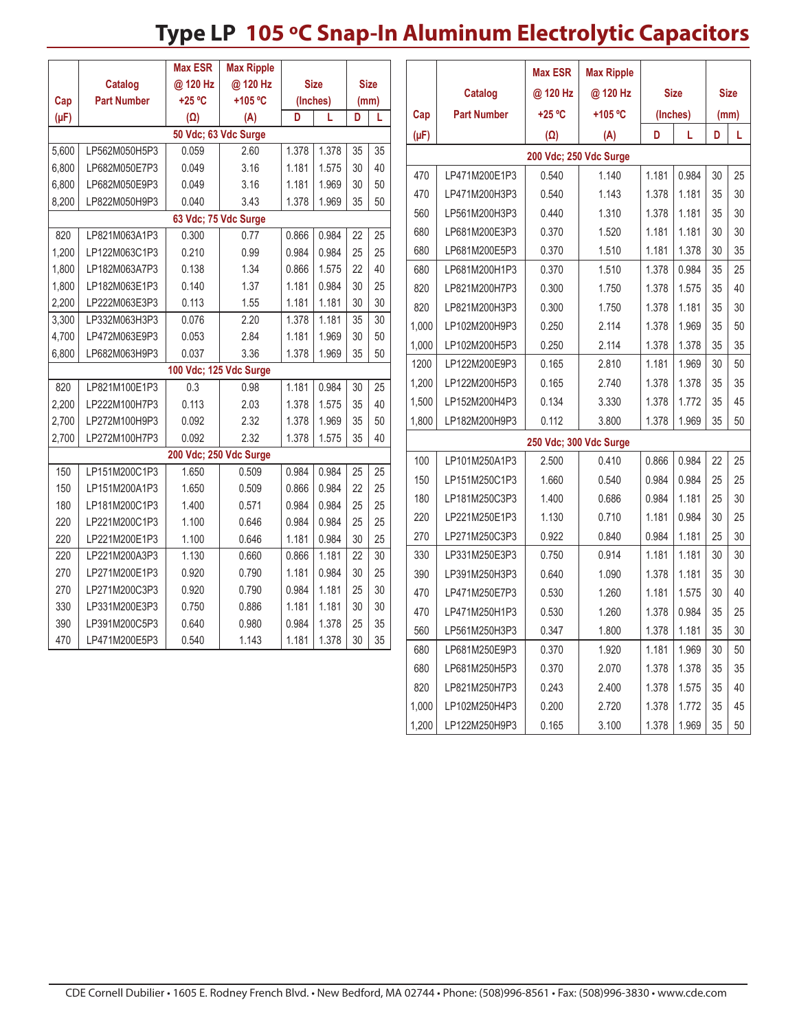# Type LP 105 ºC Snap-In Aluminum Electrolytic Capacitors

| Cap (µF) | Catalog Part Number | Max ESR @ 120 Hz +25 ºC (Ω) | Max Ripple @ 120 Hz +105 ºC (A) | Size (Inches) D | Size (Inches) L | Size (mm) D | Size (mm) L |
|---|---|---|---|---|---|---|---|
| **50 Vdc; 63 Vdc Surge** | | | | | | | |
| 5,600 | LP562M050H5P3 | 0.059 | 2.60 | 1.378 | 1.378 | 35 | 35 |
| 6,800 | LP682M050E7P3 | 0.049 | 3.16 | 1.181 | 1.575 | 30 | 40 |
| 6,800 | LP682M050E9P3 | 0.049 | 3.16 | 1.181 | 1.969 | 30 | 50 |
| 8,200 | LP822M050H9P3 | 0.040 | 3.43 | 1.378 | 1.969 | 35 | 50 |
| **63 Vdc; 75 Vdc Surge** | | | | | | | |
| 820 | LP821M063A1P3 | 0.300 | 0.77 | 0.866 | 0.984 | 22 | 25 |
| 1,200 | LP122M063C1P3 | 0.210 | 0.99 | 0.984 | 0.984 | 25 | 25 |
| 1,800 | LP182M063A7P3 | 0.138 | 1.34 | 0.866 | 1.575 | 22 | 40 |
| 1,800 | LP182M063E1P3 | 0.140 | 1.37 | 1.181 | 0.984 | 30 | 25 |
| 2,200 | LP222M063E3P3 | 0.113 | 1.55 | 1.181 | 1.181 | 30 | 30 |
| 3,300 | LP332M063H3P3 | 0.076 | 2.20 | 1.378 | 1.181 | 35 | 30 |
| 4,700 | LP472M063E9P3 | 0.053 | 2.84 | 1.181 | 1.969 | 30 | 50 |
| 6,800 | LP682M063H9P3 | 0.037 | 3.36 | 1.378 | 1.969 | 35 | 50 |
| **100 Vdc; 125 Vdc Surge** | | | | | | | |
| 820 | LP821M100E1P3 | 0.3 | 0.98 | 1.181 | 0.984 | 30 | 25 |
| 2,200 | LP222M100H7P3 | 0.113 | 2.03 | 1.378 | 1.575 | 35 | 40 |
| 2,700 | LP272M100H9P3 | 0.092 | 2.32 | 1.378 | 1.969 | 35 | 50 |
| 2,700 | LP272M100H7P3 | 0.092 | 2.32 | 1.378 | 1.575 | 35 | 40 |
| **200 Vdc; 250 Vdc Surge** | | | | | | | |
| 150 | LP151M200C1P3 | 1.650 | 0.509 | 0.984 | 0.984 | 25 | 25 |
| 150 | LP151M200A1P3 | 1.650 | 0.509 | 0.866 | 0.984 | 22 | 25 |
| 180 | LP181M200C1P3 | 1.400 | 0.571 | 0.984 | 0.984 | 25 | 25 |
| 220 | LP221M200C1P3 | 1.100 | 0.646 | 0.984 | 0.984 | 25 | 25 |
| 220 | LP221M200E1P3 | 1.100 | 0.646 | 1.181 | 0.984 | 30 | 25 |
| 220 | LP221M200A3P3 | 1.130 | 0.660 | 0.866 | 1.181 | 22 | 30 |
| 270 | LP271M200E1P3 | 0.920 | 0.790 | 1.181 | 0.984 | 30 | 25 |
| 270 | LP271M200C3P3 | 0.920 | 0.790 | 0.984 | 1.181 | 25 | 30 |
| 330 | LP331M200E3P3 | 0.750 | 0.886 | 1.181 | 1.181 | 30 | 30 |
| 390 | LP391M200C5P3 | 0.640 | 0.980 | 0.984 | 1.378 | 25 | 35 |
| 470 | LP471M200E5P3 | 0.540 | 1.143 | 1.181 | 1.378 | 30 | 35 |

| Cap (µF) | Catalog Part Number | Max ESR @ 120 Hz +25 ºC (Ω) | Max Ripple @ 120 Hz +105 ºC (A) | Size (Inches) D | Size (Inches) L | Size (mm) D | Size (mm) L |
|---|---|---|---|---|---|---|---|
| **200 Vdc; 250 Vdc Surge** | | | | | | | |
| 470 | LP471M200E1P3 | 0.540 | 1.140 | 1.181 | 0.984 | 30 | 25 |
| 470 | LP471M200H3P3 | 0.540 | 1.143 | 1.378 | 1.181 | 35 | 30 |
| 560 | LP561M200H3P3 | 0.440 | 1.310 | 1.378 | 1.181 | 35 | 30 |
| 680 | LP681M200E3P3 | 0.370 | 1.520 | 1.181 | 1.181 | 30 | 30 |
| 680 | LP681M200E5P3 | 0.370 | 1.510 | 1.181 | 1.378 | 30 | 35 |
| 680 | LP681M200H1P3 | 0.370 | 1.510 | 1.378 | 0.984 | 35 | 25 |
| 820 | LP821M200H7P3 | 0.300 | 1.750 | 1.378 | 1.575 | 35 | 40 |
| 820 | LP821M200H3P3 | 0.300 | 1.750 | 1.378 | 1.181 | 35 | 30 |
| 1,000 | LP102M200H9P3 | 0.250 | 2.114 | 1.378 | 1.969 | 35 | 50 |
| 1,000 | LP102M200H5P3 | 0.250 | 2.114 | 1.378 | 1.378 | 35 | 35 |
| 1200 | LP122M200E9P3 | 0.165 | 2.810 | 1.181 | 1.969 | 30 | 50 |
| 1,200 | LP122M200H5P3 | 0.165 | 2.740 | 1.378 | 1.378 | 35 | 35 |
| 1,500 | LP152M200H4P3 | 0.134 | 3.330 | 1.378 | 1.772 | 35 | 45 |
| 1,800 | LP182M200H9P3 | 0.112 | 3.800 | 1.378 | 1.969 | 35 | 50 |
| **250 Vdc; 300 Vdc Surge** | | | | | | | |
| 100 | LP101M250A1P3 | 2.500 | 0.410 | 0.866 | 0.984 | 22 | 25 |
| 150 | LP151M250C1P3 | 1.660 | 0.540 | 0.984 | 0.984 | 25 | 25 |
| 180 | LP181M250C3P3 | 1.400 | 0.686 | 0.984 | 1.181 | 25 | 30 |
| 220 | LP221M250E1P3 | 1.130 | 0.710 | 1.181 | 0.984 | 30 | 25 |
| 270 | LP271M250C3P3 | 0.922 | 0.840 | 0.984 | 1.181 | 25 | 30 |
| 330 | LP331M250E3P3 | 0.750 | 0.914 | 1.181 | 1.181 | 30 | 30 |
| 390 | LP391M250H3P3 | 0.640 | 1.090 | 1.378 | 1.181 | 35 | 30 |
| 470 | LP471M250E7P3 | 0.530 | 1.260 | 1.181 | 1.575 | 30 | 40 |
| 470 | LP471M250H1P3 | 0.530 | 1.260 | 1.378 | 0.984 | 35 | 25 |
| 560 | LP561M250H3P3 | 0.347 | 1.800 | 1.378 | 1.181 | 35 | 30 |
| 680 | LP681M250E9P3 | 0.370 | 1.920 | 1.181 | 1.969 | 30 | 50 |
| 680 | LP681M250H5P3 | 0.370 | 2.070 | 1.378 | 1.378 | 35 | 35 |
| 820 | LP821M250H7P3 | 0.243 | 2.400 | 1.378 | 1.575 | 35 | 40 |
| 1,000 | LP102M250H4P3 | 0.200 | 2.720 | 1.378 | 1.772 | 35 | 45 |
| 1,200 | LP122M250H9P3 | 0.165 | 3.100 | 1.378 | 1.969 | 35 | 50 |

CDE Cornell Dubilier • 1605 E. Rodney French Blvd. • New Bedford, MA 02744 • Phone: (508)996-8561 • Fax: (508)996-3830 • www.cde.com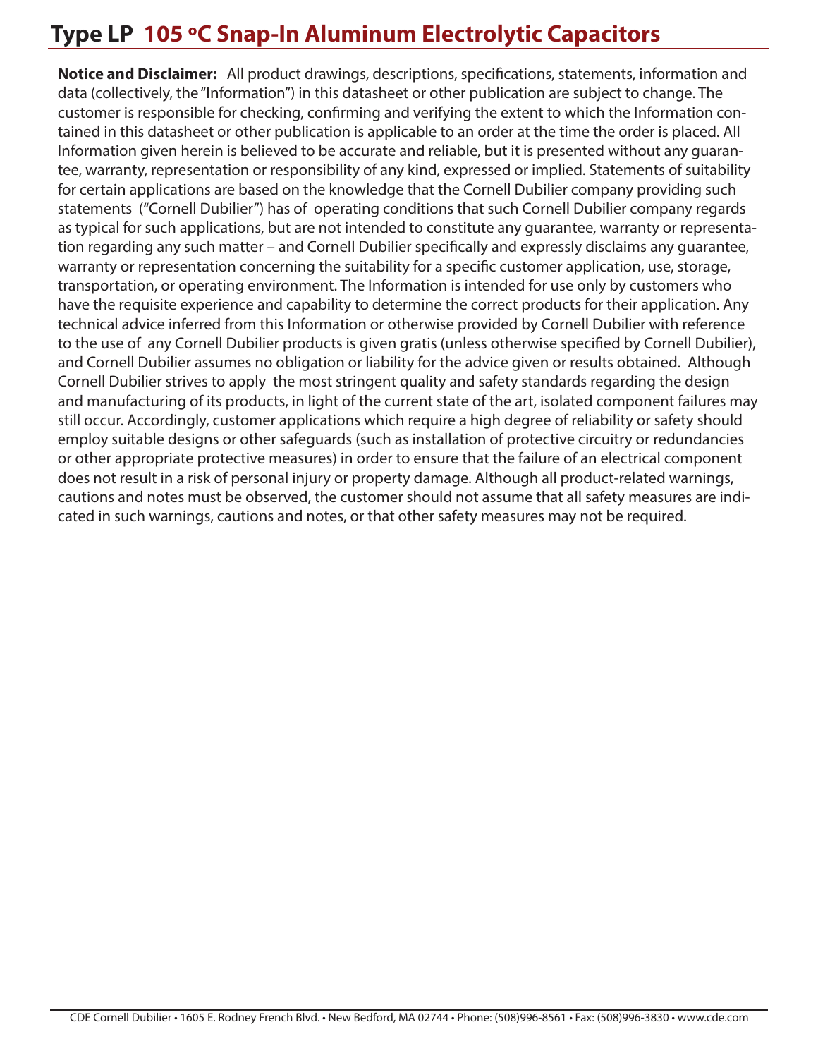**Notice and Disclaimer:** All product drawings, descriptions, specifications, statements, information and data (collectively, the "Information") in this datasheet or other publication are subject to change. The customer is responsible for checking, confirming and verifying the extent to which the Information contained in this datasheet or other publication is applicable to an order at the time the order is placed. All Information given herein is believed to be accurate and reliable, but it is presented without any guarantee, warranty, representation or responsibility of any kind, expressed or implied. Statements of suitability for certain applications are based on the knowledge that the Cornell Dubilier company providing such statements ("Cornell Dubilier") has of operating conditions that such Cornell Dubilier company regards as typical for such applications, but are not intended to constitute any guarantee, warranty or representation regarding any such matter – and Cornell Dubilier specifically and expressly disclaims any guarantee, warranty or representation concerning the suitability for a specific customer application, use, storage, transportation, or operating environment. The Information is intended for use only by customers who have the requisite experience and capability to determine the correct products for their application. Any technical advice inferred from this Information or otherwise provided by Cornell Dubilier with reference to the use of any Cornell Dubilier products is given gratis (unless otherwise specified by Cornell Dubilier), and Cornell Dubilier assumes no obligation or liability for the advice given or results obtained. Although Cornell Dubilier strives to apply the most stringent quality and safety standards regarding the design and manufacturing of its products, in light of the current state of the art, isolated component failures may still occur. Accordingly, customer applications which require a high degree of reliability or safety should employ suitable designs or other safeguards (such as installation of protective circuitry or redundancies or other appropriate protective measures) in order to ensure that the failure of an electrical component does not result in a risk of personal injury or property damage. Although all product-related warnings, cautions and notes must be observed, the customer should not assume that all safety measures are indicated in such warnings, cautions and notes, or that other safety measures may not be required.